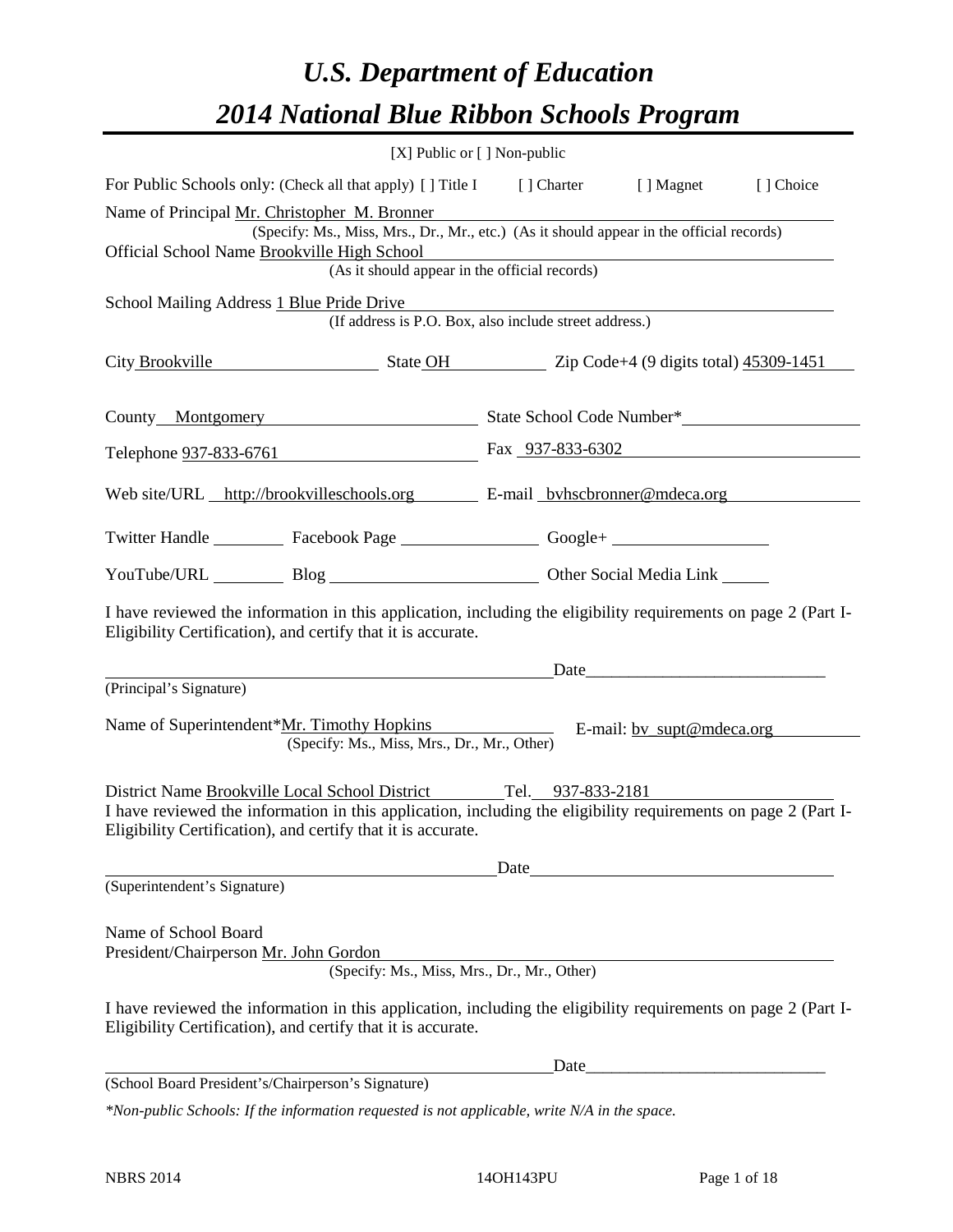# *U.S. Department of Education*

# *2014 National Blue Ribbon Schools Program*

[X] Public or [ ] Non-public

For Public Schools only: (Check all that apply) [ ] Title I [ ] Charter [ ] Magnet [ ] Choice

Name of Principal Mr. Christopher M. Bronner
(Specify: Ms., Miss, Mrs., Dr., Mr., etc.) (As it should appear in the official records)

Official School Name Brookville High School
(As it should appear in the official records)

School Mailing Address 1 Blue Pride Drive
(If address is P.O. Box, also include street address.)

City Brookville State OH Zip Code+4 (9 digits total) 45309-1451

County Montgomery State School Code Number*

Telephone 937-833-6761 Fax 937-833-6302

Web site/URL http://brookvilleschools.org E-mail bvhscbronner@mdeca.org

Twitter Handle Facebook Page Google+

YouTube/URL Blog Other Social Media Link

I have reviewed the information in this application, including the eligibility requirements on page 2 (Part I-Eligibility Certification), and certify that it is accurate.

Date

(Principal's Signature)

Name of Superintendent*Mr. Timothy Hopkins E-mail: bv_supt@mdeca.org
(Specify: Ms., Miss, Mrs., Dr., Mr., Other)

District Name Brookville Local School District Tel. 937-833-2181

I have reviewed the information in this application, including the eligibility requirements on page 2 (Part I-Eligibility Certification), and certify that it is accurate.

Date

(Superintendent's Signature)

Name of School Board
President/Chairperson Mr. John Gordon
(Specify: Ms., Miss, Mrs., Dr., Mr., Other)

I have reviewed the information in this application, including the eligibility requirements on page 2 (Part I-Eligibility Certification), and certify that it is accurate.

Date

(School Board President's/Chairperson's Signature)

*\*Non-public Schools: If the information requested is not applicable, write N/A in the space.*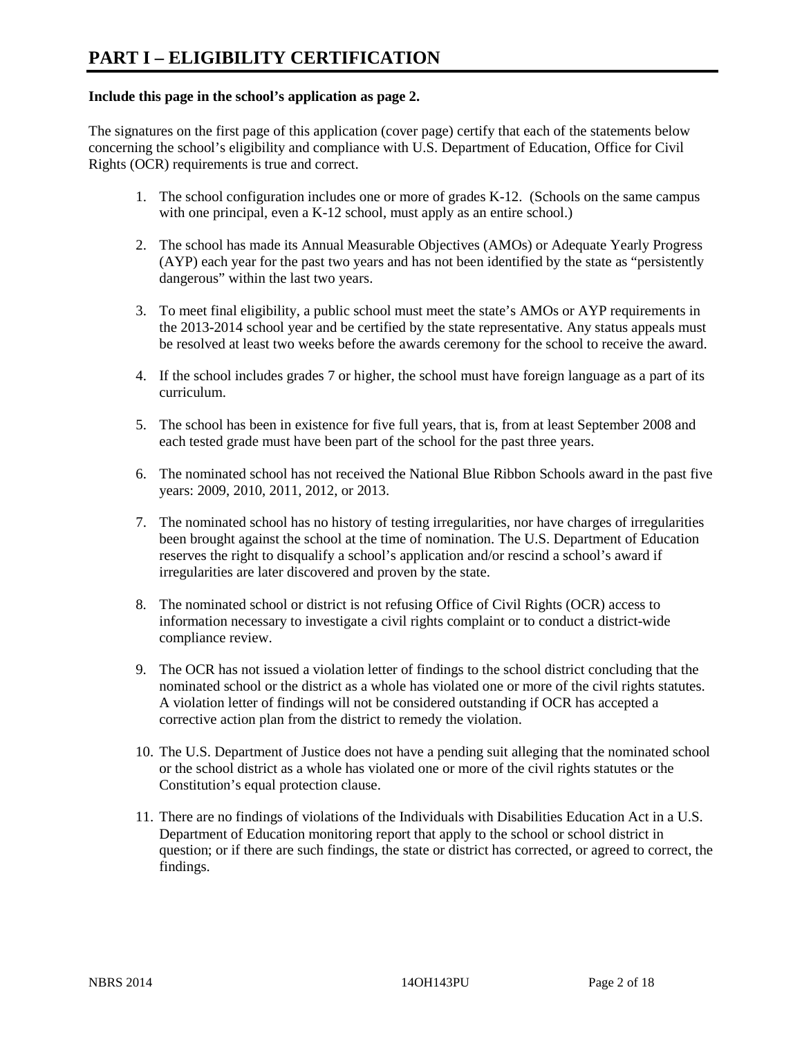# PART I – ELIGIBILITY CERTIFICATION

**Include this page in the school's application as page 2.**

The signatures on the first page of this application (cover page) certify that each of the statements below concerning the school's eligibility and compliance with U.S. Department of Education, Office for Civil Rights (OCR) requirements is true and correct.

1. The school configuration includes one or more of grades K-12. (Schools on the same campus with one principal, even a K-12 school, must apply as an entire school.)

2. The school has made its Annual Measurable Objectives (AMOs) or Adequate Yearly Progress (AYP) each year for the past two years and has not been identified by the state as "persistently dangerous" within the last two years.

3. To meet final eligibility, a public school must meet the state's AMOs or AYP requirements in the 2013-2014 school year and be certified by the state representative. Any status appeals must be resolved at least two weeks before the awards ceremony for the school to receive the award.

4. If the school includes grades 7 or higher, the school must have foreign language as a part of its curriculum.

5. The school has been in existence for five full years, that is, from at least September 2008 and each tested grade must have been part of the school for the past three years.

6. The nominated school has not received the National Blue Ribbon Schools award in the past five years: 2009, 2010, 2011, 2012, or 2013.

7. The nominated school has no history of testing irregularities, nor have charges of irregularities been brought against the school at the time of nomination. The U.S. Department of Education reserves the right to disqualify a school's application and/or rescind a school's award if irregularities are later discovered and proven by the state.

8. The nominated school or district is not refusing Office of Civil Rights (OCR) access to information necessary to investigate a civil rights complaint or to conduct a district-wide compliance review.

9. The OCR has not issued a violation letter of findings to the school district concluding that the nominated school or the district as a whole has violated one or more of the civil rights statutes. A violation letter of findings will not be considered outstanding if OCR has accepted a corrective action plan from the district to remedy the violation.

10. The U.S. Department of Justice does not have a pending suit alleging that the nominated school or the school district as a whole has violated one or more of the civil rights statutes or the Constitution's equal protection clause.

11. There are no findings of violations of the Individuals with Disabilities Education Act in a U.S. Department of Education monitoring report that apply to the school or school district in question; or if there are such findings, the state or district has corrected, or agreed to correct, the findings.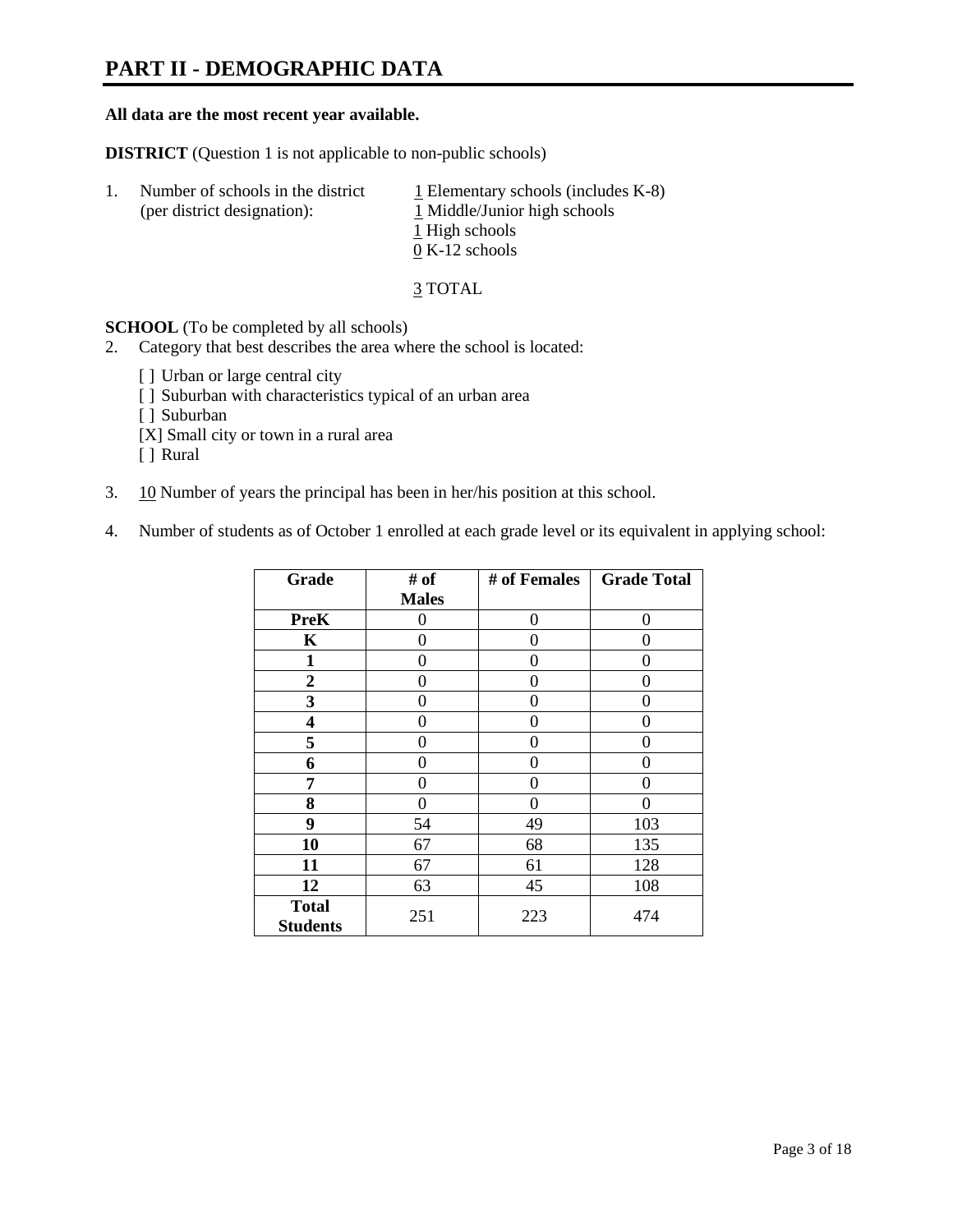# PART II - DEMOGRAPHIC DATA

**All data are the most recent year available.**

**DISTRICT** (Question 1 is not applicable to non-public schools)

1. Number of schools in the district (per district designation):
   - 1 Elementary schools (includes K-8)
   - 1 Middle/Junior high schools
   - 1 High schools
   - 0 K-12 schools

   3 TOTAL

**SCHOOL** (To be completed by all schools)

2. Category that best describes the area where the school is located:

   [ ] Urban or large central city
   [ ] Suburban with characteristics typical of an urban area
   [ ] Suburban
   [X] Small city or town in a rural area
   [ ] Rural

3. 10 Number of years the principal has been in her/his position at this school.

4. Number of students as of October 1 enrolled at each grade level or its equivalent in applying school:

| Grade | # of Males | # of Females | Grade Total |
|---|---|---|---|
| **PreK** | 0 | 0 | 0 |
| **K** | 0 | 0 | 0 |
| **1** | 0 | 0 | 0 |
| **2** | 0 | 0 | 0 |
| **3** | 0 | 0 | 0 |
| **4** | 0 | 0 | 0 |
| **5** | 0 | 0 | 0 |
| **6** | 0 | 0 | 0 |
| **7** | 0 | 0 | 0 |
| **8** | 0 | 0 | 0 |
| **9** | 54 | 49 | 103 |
| **10** | 67 | 68 | 135 |
| **11** | 67 | 61 | 128 |
| **12** | 63 | 45 | 108 |
| **Total Students** | 251 | 223 | 474 |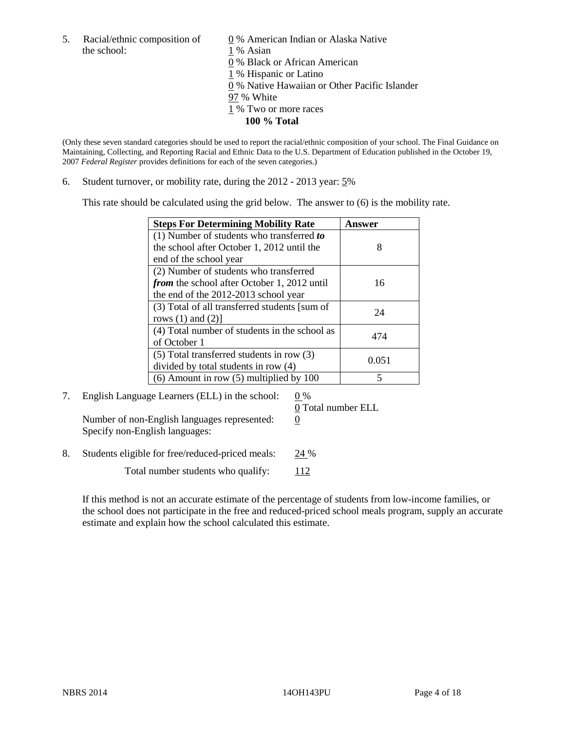5. Racial/ethnic composition of the school:

0 % American Indian or Alaska Native
1 % Asian
0 % Black or African American
1 % Hispanic or Latino
0 % Native Hawaiian or Other Pacific Islander
97 % White
1 % Two or more races
**100 % Total**

(Only these seven standard categories should be used to report the racial/ethnic composition of your school. The Final Guidance on Maintaining, Collecting, and Reporting Racial and Ethnic Data to the U.S. Department of Education published in the October 19, 2007 *Federal Register* provides definitions for each of the seven categories.)

6. Student turnover, or mobility rate, during the 2012 - 2013 year: 5%

This rate should be calculated using the grid below. The answer to (6) is the mobility rate.

| **Steps For Determining Mobility Rate** | **Answer** |
|---|---|
| (1) Number of students who transferred ***to*** the school after October 1, 2012 until the end of the school year | 8 |
| (2) Number of students who transferred ***from*** the school after October 1, 2012 until the end of the 2012-2013 school year | 16 |
| (3) Total of all transferred students [sum of rows (1) and (2)] | 24 |
| (4) Total number of students in the school as of October 1 | 474 |
| (5) Total transferred students in row (3) divided by total students in row (4) | 0.051 |
| (6) Amount in row (5) multiplied by 100 | 5 |

7. English Language Learners (ELL) in the school: 0 %

0 Total number ELL

Number of non-English languages represented: 0

Specify non-English languages:

8. Students eligible for free/reduced-priced meals: 24 %

Total number students who qualify: 112

If this method is not an accurate estimate of the percentage of students from low-income families, or the school does not participate in the free and reduced-priced school meals program, supply an accurate estimate and explain how the school calculated this estimate.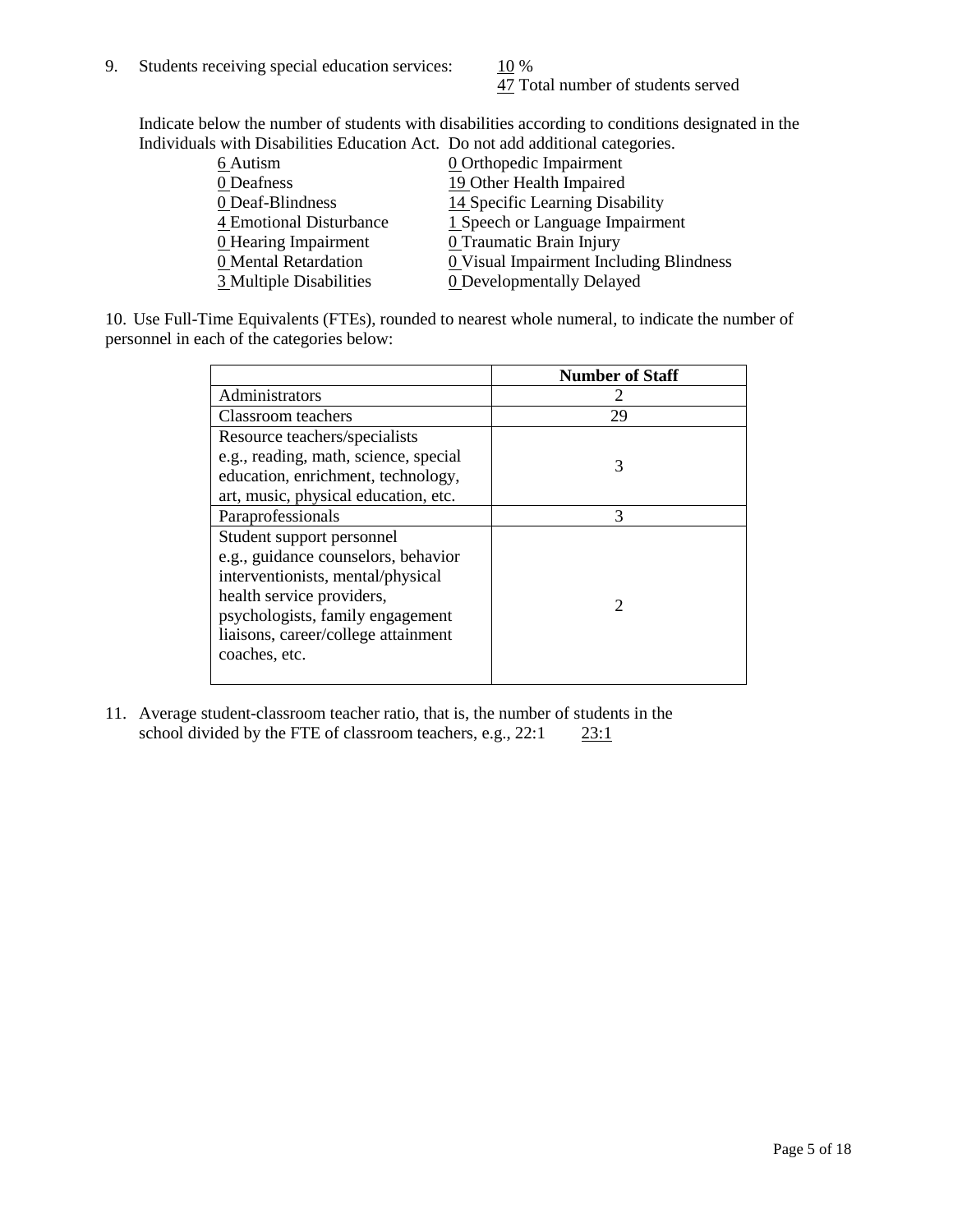9. Students receiving special education services: 10 %
   47 Total number of students served

   Indicate below the number of students with disabilities according to conditions designated in the Individuals with Disabilities Education Act. Do not add additional categories.

| | |
|---|---|
| 6 Autism | 0 Orthopedic Impairment |
| 0 Deafness | 19 Other Health Impaired |
| 0 Deaf-Blindness | 14 Specific Learning Disability |
| 4 Emotional Disturbance | 1 Speech or Language Impairment |
| 0 Hearing Impairment | 0 Traumatic Brain Injury |
| 0 Mental Retardation | 0 Visual Impairment Including Blindness |
| 3 Multiple Disabilities | 0 Developmentally Delayed |

10. Use Full-Time Equivalents (FTEs), rounded to nearest whole numeral, to indicate the number of personnel in each of the categories below:

| | Number of Staff |
|---|---|
| Administrators | 2 |
| Classroom teachers | 29 |
| Resource teachers/specialists e.g., reading, math, science, special education, enrichment, technology, art, music, physical education, etc. | 3 |
| Paraprofessionals | 3 |
| Student support personnel e.g., guidance counselors, behavior interventionists, mental/physical health service providers, psychologists, family engagement liaisons, career/college attainment coaches, etc. | 2 |

11. Average student-classroom teacher ratio, that is, the number of students in the school divided by the FTE of classroom teachers, e.g., 22:1 23:1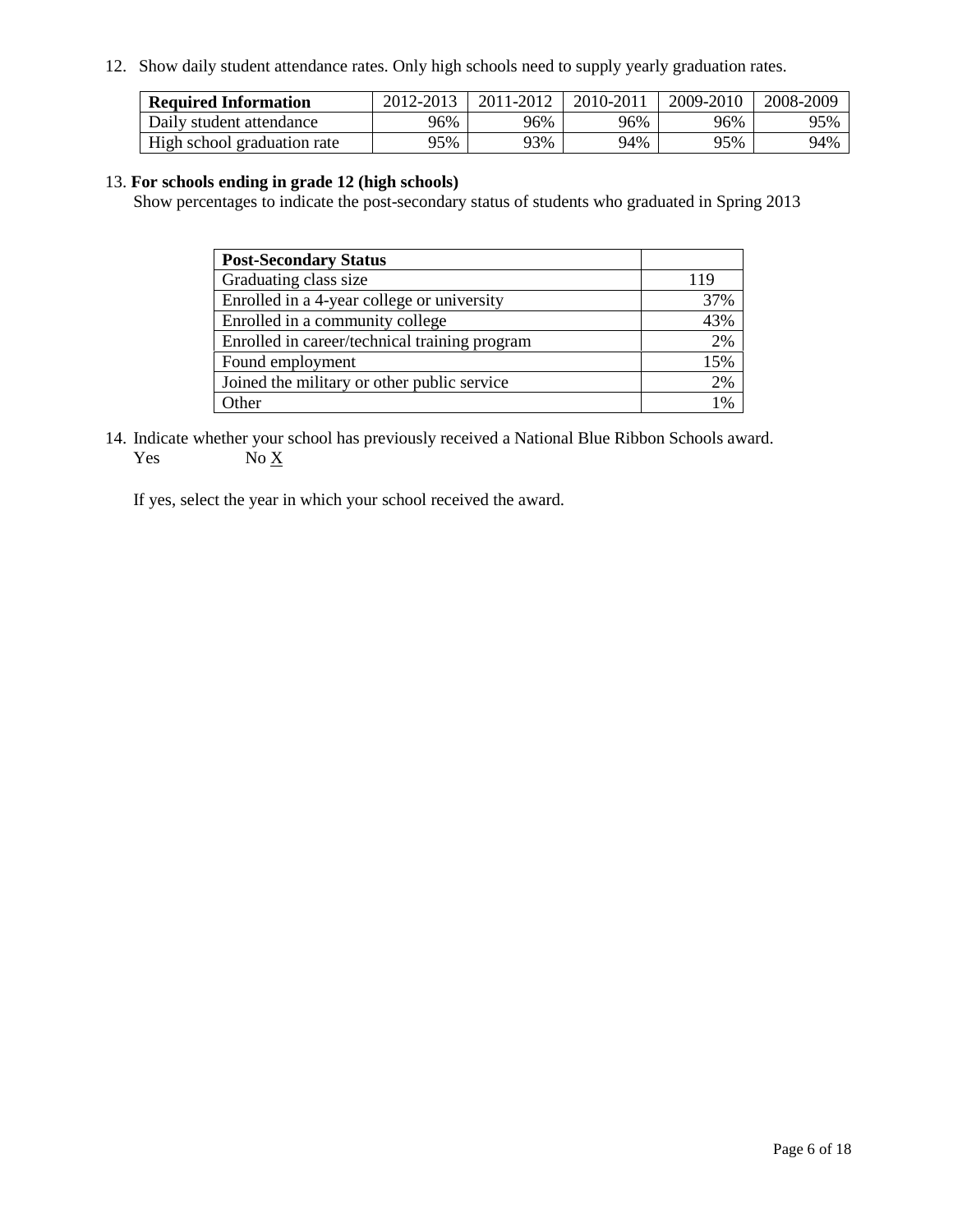12. Show daily student attendance rates. Only high schools need to supply yearly graduation rates.

| **Required Information** | 2012-2013 | 2011-2012 | 2010-2011 | 2009-2010 | 2008-2009 |
|---|---|---|---|---|---|
| Daily student attendance | 96% | 96% | 96% | 96% | 95% |
| High school graduation rate | 95% | 93% | 94% | 95% | 94% |

13. **For schools ending in grade 12 (high schools)**

Show percentages to indicate the post-secondary status of students who graduated in Spring 2013

| **Post-Secondary Status** | |
|---|---|
| Graduating class size | 119 |
| Enrolled in a 4-year college or university | 37% |
| Enrolled in a community college | 43% |
| Enrolled in career/technical training program | 2% |
| Found employment | 15% |
| Joined the military or other public service | 2% |
| Other | 1% |

14. Indicate whether your school has previously received a National Blue Ribbon Schools award.

Yes  No X

If yes, select the year in which your school received the award.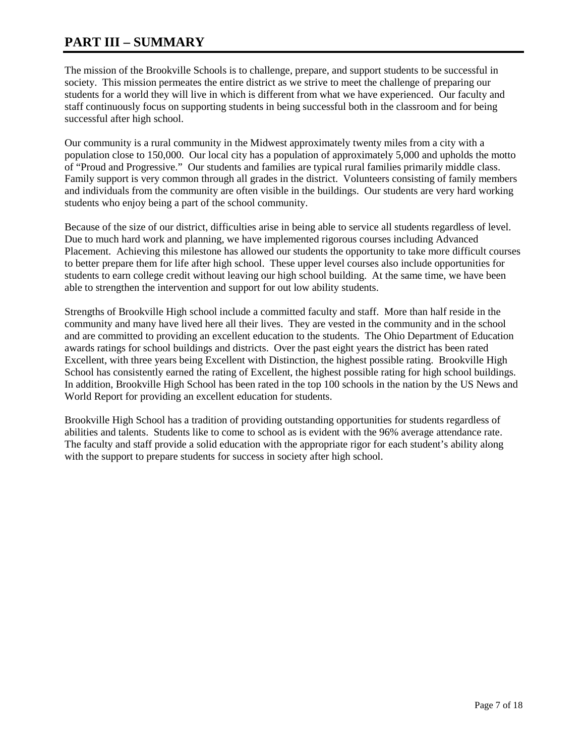# PART III – SUMMARY

The mission of the Brookville Schools is to challenge, prepare, and support students to be successful in society. This mission permeates the entire district as we strive to meet the challenge of preparing our students for a world they will live in which is different from what we have experienced. Our faculty and staff continuously focus on supporting students in being successful both in the classroom and for being successful after high school.

Our community is a rural community in the Midwest approximately twenty miles from a city with a population close to 150,000. Our local city has a population of approximately 5,000 and upholds the motto of "Proud and Progressive." Our students and families are typical rural families primarily middle class. Family support is very common through all grades in the district. Volunteers consisting of family members and individuals from the community are often visible in the buildings. Our students are very hard working students who enjoy being a part of the school community.

Because of the size of our district, difficulties arise in being able to service all students regardless of level. Due to much hard work and planning, we have implemented rigorous courses including Advanced Placement. Achieving this milestone has allowed our students the opportunity to take more difficult courses to better prepare them for life after high school. These upper level courses also include opportunities for students to earn college credit without leaving our high school building. At the same time, we have been able to strengthen the intervention and support for out low ability students.

Strengths of Brookville High school include a committed faculty and staff. More than half reside in the community and many have lived here all their lives. They are vested in the community and in the school and are committed to providing an excellent education to the students. The Ohio Department of Education awards ratings for school buildings and districts. Over the past eight years the district has been rated Excellent, with three years being Excellent with Distinction, the highest possible rating. Brookville High School has consistently earned the rating of Excellent, the highest possible rating for high school buildings. In addition, Brookville High School has been rated in the top 100 schools in the nation by the US News and World Report for providing an excellent education for students.

Brookville High School has a tradition of providing outstanding opportunities for students regardless of abilities and talents. Students like to come to school as is evident with the 96% average attendance rate. The faculty and staff provide a solid education with the appropriate rigor for each student's ability along with the support to prepare students for success in society after high school.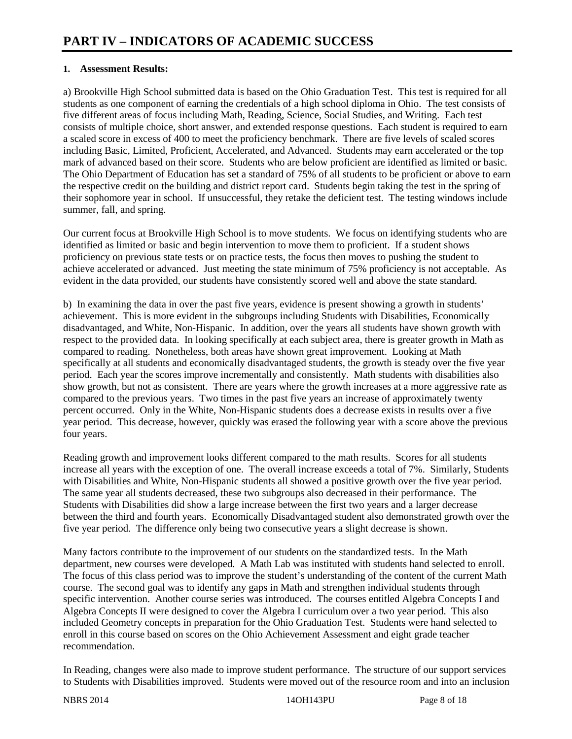# PART IV – INDICATORS OF ACADEMIC SUCCESS

**1. Assessment Results:**

a) Brookville High School submitted data is based on the Ohio Graduation Test. This test is required for all students as one component of earning the credentials of a high school diploma in Ohio. The test consists of five different areas of focus including Math, Reading, Science, Social Studies, and Writing. Each test consists of multiple choice, short answer, and extended response questions. Each student is required to earn a scaled score in excess of 400 to meet the proficiency benchmark. There are five levels of scaled scores including Basic, Limited, Proficient, Accelerated, and Advanced. Students may earn accelerated or the top mark of advanced based on their score. Students who are below proficient are identified as limited or basic. The Ohio Department of Education has set a standard of 75% of all students to be proficient or above to earn the respective credit on the building and district report card. Students begin taking the test in the spring of their sophomore year in school. If unsuccessful, they retake the deficient test. The testing windows include summer, fall, and spring.

Our current focus at Brookville High School is to move students. We focus on identifying students who are identified as limited or basic and begin intervention to move them to proficient. If a student shows proficiency on previous state tests or on practice tests, the focus then moves to pushing the student to achieve accelerated or advanced. Just meeting the state minimum of 75% proficiency is not acceptable. As evident in the data provided, our students have consistently scored well and above the state standard.

b) In examining the data in over the past five years, evidence is present showing a growth in students' achievement. This is more evident in the subgroups including Students with Disabilities, Economically disadvantaged, and White, Non-Hispanic. In addition, over the years all students have shown growth with respect to the provided data. In looking specifically at each subject area, there is greater growth in Math as compared to reading. Nonetheless, both areas have shown great improvement. Looking at Math specifically at all students and economically disadvantaged students, the growth is steady over the five year period. Each year the scores improve incrementally and consistently. Math students with disabilities also show growth, but not as consistent. There are years where the growth increases at a more aggressive rate as compared to the previous years. Two times in the past five years an increase of approximately twenty percent occurred. Only in the White, Non-Hispanic students does a decrease exists in results over a five year period. This decrease, however, quickly was erased the following year with a score above the previous four years.

Reading growth and improvement looks different compared to the math results. Scores for all students increase all years with the exception of one. The overall increase exceeds a total of 7%. Similarly, Students with Disabilities and White, Non-Hispanic students all showed a positive growth over the five year period. The same year all students decreased, these two subgroups also decreased in their performance. The Students with Disabilities did show a large increase between the first two years and a larger decrease between the third and fourth years. Economically Disadvantaged student also demonstrated growth over the five year period. The difference only being two consecutive years a slight decrease is shown.

Many factors contribute to the improvement of our students on the standardized tests. In the Math department, new courses were developed. A Math Lab was instituted with students hand selected to enroll. The focus of this class period was to improve the student's understanding of the content of the current Math course. The second goal was to identify any gaps in Math and strengthen individual students through specific intervention. Another course series was introduced. The courses entitled Algebra Concepts I and Algebra Concepts II were designed to cover the Algebra I curriculum over a two year period. This also included Geometry concepts in preparation for the Ohio Graduation Test. Students were hand selected to enroll in this course based on scores on the Ohio Achievement Assessment and eight grade teacher recommendation.

In Reading, changes were also made to improve student performance. The structure of our support services to Students with Disabilities improved. Students were moved out of the resource room and into an inclusion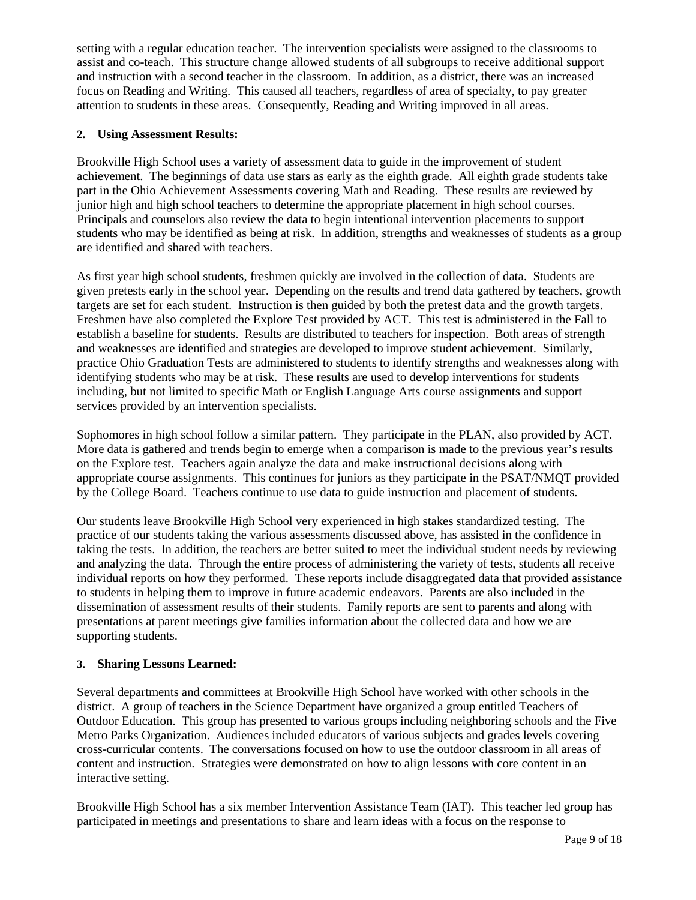setting with a regular education teacher. The intervention specialists were assigned to the classrooms to assist and co-teach. This structure change allowed students of all subgroups to receive additional support and instruction with a second teacher in the classroom. In addition, as a district, there was an increased focus on Reading and Writing. This caused all teachers, regardless of area of specialty, to pay greater attention to students in these areas. Consequently, Reading and Writing improved in all areas.

**2. Using Assessment Results:**

Brookville High School uses a variety of assessment data to guide in the improvement of student achievement. The beginnings of data use stars as early as the eighth grade. All eighth grade students take part in the Ohio Achievement Assessments covering Math and Reading. These results are reviewed by junior high and high school teachers to determine the appropriate placement in high school courses. Principals and counselors also review the data to begin intentional intervention placements to support students who may be identified as being at risk. In addition, strengths and weaknesses of students as a group are identified and shared with teachers.

As first year high school students, freshmen quickly are involved in the collection of data. Students are given pretests early in the school year. Depending on the results and trend data gathered by teachers, growth targets are set for each student. Instruction is then guided by both the pretest data and the growth targets. Freshmen have also completed the Explore Test provided by ACT. This test is administered in the Fall to establish a baseline for students. Results are distributed to teachers for inspection. Both areas of strength and weaknesses are identified and strategies are developed to improve student achievement. Similarly, practice Ohio Graduation Tests are administered to students to identify strengths and weaknesses along with identifying students who may be at risk. These results are used to develop interventions for students including, but not limited to specific Math or English Language Arts course assignments and support services provided by an intervention specialists.

Sophomores in high school follow a similar pattern. They participate in the PLAN, also provided by ACT. More data is gathered and trends begin to emerge when a comparison is made to the previous year's results on the Explore test. Teachers again analyze the data and make instructional decisions along with appropriate course assignments. This continues for juniors as they participate in the PSAT/NMQT provided by the College Board. Teachers continue to use data to guide instruction and placement of students.

Our students leave Brookville High School very experienced in high stakes standardized testing. The practice of our students taking the various assessments discussed above, has assisted in the confidence in taking the tests. In addition, the teachers are better suited to meet the individual student needs by reviewing and analyzing the data. Through the entire process of administering the variety of tests, students all receive individual reports on how they performed. These reports include disaggregated data that provided assistance to students in helping them to improve in future academic endeavors. Parents are also included in the dissemination of assessment results of their students. Family reports are sent to parents and along with presentations at parent meetings give families information about the collected data and how we are supporting students.

**3. Sharing Lessons Learned:**

Several departments and committees at Brookville High School have worked with other schools in the district. A group of teachers in the Science Department have organized a group entitled Teachers of Outdoor Education. This group has presented to various groups including neighboring schools and the Five Metro Parks Organization. Audiences included educators of various subjects and grades levels covering cross-curricular contents. The conversations focused on how to use the outdoor classroom in all areas of content and instruction. Strategies were demonstrated on how to align lessons with core content in an interactive setting.

Brookville High School has a six member Intervention Assistance Team (IAT). This teacher led group has participated in meetings and presentations to share and learn ideas with a focus on the response to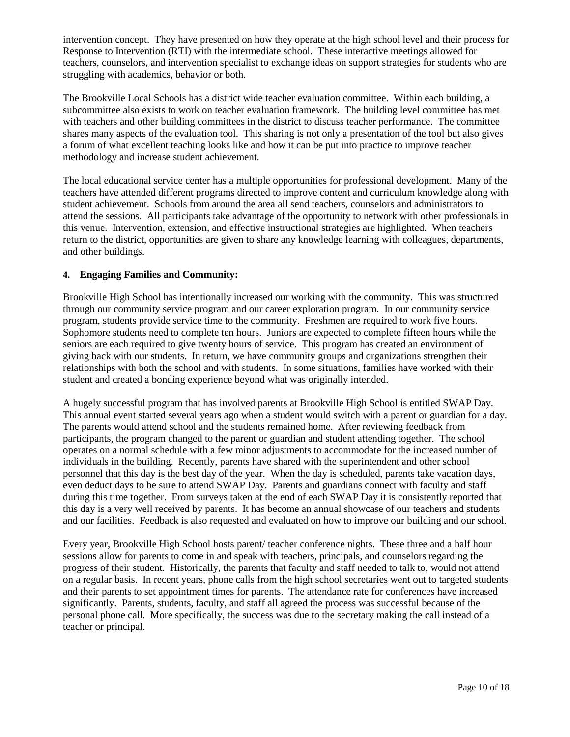intervention concept. They have presented on how they operate at the high school level and their process for Response to Intervention (RTI) with the intermediate school. These interactive meetings allowed for teachers, counselors, and intervention specialist to exchange ideas on support strategies for students who are struggling with academics, behavior or both.

The Brookville Local Schools has a district wide teacher evaluation committee. Within each building, a subcommittee also exists to work on teacher evaluation framework. The building level committee has met with teachers and other building committees in the district to discuss teacher performance. The committee shares many aspects of the evaluation tool. This sharing is not only a presentation of the tool but also gives a forum of what excellent teaching looks like and how it can be put into practice to improve teacher methodology and increase student achievement.

The local educational service center has a multiple opportunities for professional development. Many of the teachers have attended different programs directed to improve content and curriculum knowledge along with student achievement. Schools from around the area all send teachers, counselors and administrators to attend the sessions. All participants take advantage of the opportunity to network with other professionals in this venue. Intervention, extension, and effective instructional strategies are highlighted. When teachers return to the district, opportunities are given to share any knowledge learning with colleagues, departments, and other buildings.

## 4. Engaging Families and Community:

Brookville High School has intentionally increased our working with the community. This was structured through our community service program and our career exploration program. In our community service program, students provide service time to the community. Freshmen are required to work five hours. Sophomore students need to complete ten hours. Juniors are expected to complete fifteen hours while the seniors are each required to give twenty hours of service. This program has created an environment of giving back with our students. In return, we have community groups and organizations strengthen their relationships with both the school and with students. In some situations, families have worked with their student and created a bonding experience beyond what was originally intended.

A hugely successful program that has involved parents at Brookville High School is entitled SWAP Day. This annual event started several years ago when a student would switch with a parent or guardian for a day. The parents would attend school and the students remained home. After reviewing feedback from participants, the program changed to the parent or guardian and student attending together. The school operates on a normal schedule with a few minor adjustments to accommodate for the increased number of individuals in the building. Recently, parents have shared with the superintendent and other school personnel that this day is the best day of the year. When the day is scheduled, parents take vacation days, even deduct days to be sure to attend SWAP Day. Parents and guardians connect with faculty and staff during this time together. From surveys taken at the end of each SWAP Day it is consistently reported that this day is a very well received by parents. It has become an annual showcase of our teachers and students and our facilities. Feedback is also requested and evaluated on how to improve our building and our school.

Every year, Brookville High School hosts parent/ teacher conference nights. These three and a half hour sessions allow for parents to come in and speak with teachers, principals, and counselors regarding the progress of their student. Historically, the parents that faculty and staff needed to talk to, would not attend on a regular basis. In recent years, phone calls from the high school secretaries went out to targeted students and their parents to set appointment times for parents. The attendance rate for conferences have increased significantly. Parents, students, faculty, and staff all agreed the process was successful because of the personal phone call. More specifically, the success was due to the secretary making the call instead of a teacher or principal.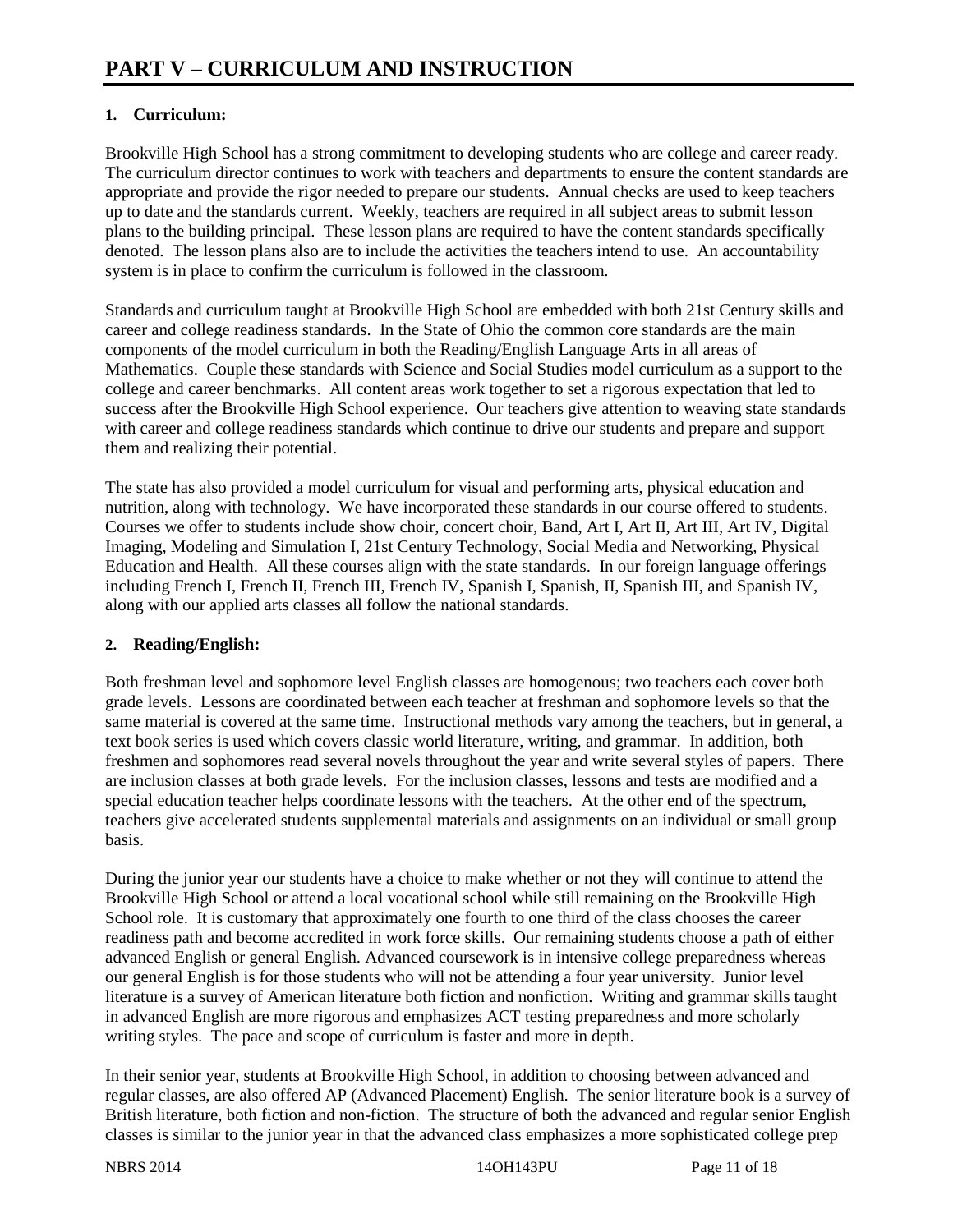# PART V – CURRICULUM AND INSTRUCTION

**1. Curriculum:**

Brookville High School has a strong commitment to developing students who are college and career ready. The curriculum director continues to work with teachers and departments to ensure the content standards are appropriate and provide the rigor needed to prepare our students. Annual checks are used to keep teachers up to date and the standards current. Weekly, teachers are required in all subject areas to submit lesson plans to the building principal. These lesson plans are required to have the content standards specifically denoted. The lesson plans also are to include the activities the teachers intend to use. An accountability system is in place to confirm the curriculum is followed in the classroom.

Standards and curriculum taught at Brookville High School are embedded with both 21st Century skills and career and college readiness standards. In the State of Ohio the common core standards are the main components of the model curriculum in both the Reading/English Language Arts in all areas of Mathematics. Couple these standards with Science and Social Studies model curriculum as a support to the college and career benchmarks. All content areas work together to set a rigorous expectation that led to success after the Brookville High School experience. Our teachers give attention to weaving state standards with career and college readiness standards which continue to drive our students and prepare and support them and realizing their potential.

The state has also provided a model curriculum for visual and performing arts, physical education and nutrition, along with technology. We have incorporated these standards in our course offered to students. Courses we offer to students include show choir, concert choir, Band, Art I, Art II, Art III, Art IV, Digital Imaging, Modeling and Simulation I, 21st Century Technology, Social Media and Networking, Physical Education and Health. All these courses align with the state standards. In our foreign language offerings including French I, French II, French III, French IV, Spanish I, Spanish, II, Spanish III, and Spanish IV, along with our applied arts classes all follow the national standards.

**2. Reading/English:**

Both freshman level and sophomore level English classes are homogenous; two teachers each cover both grade levels. Lessons are coordinated between each teacher at freshman and sophomore levels so that the same material is covered at the same time. Instructional methods vary among the teachers, but in general, a text book series is used which covers classic world literature, writing, and grammar. In addition, both freshmen and sophomores read several novels throughout the year and write several styles of papers. There are inclusion classes at both grade levels. For the inclusion classes, lessons and tests are modified and a special education teacher helps coordinate lessons with the teachers. At the other end of the spectrum, teachers give accelerated students supplemental materials and assignments on an individual or small group basis.

During the junior year our students have a choice to make whether or not they will continue to attend the Brookville High School or attend a local vocational school while still remaining on the Brookville High School role. It is customary that approximately one fourth to one third of the class chooses the career readiness path and become accredited in work force skills. Our remaining students choose a path of either advanced English or general English. Advanced coursework is in intensive college preparedness whereas our general English is for those students who will not be attending a four year university. Junior level literature is a survey of American literature both fiction and nonfiction. Writing and grammar skills taught in advanced English are more rigorous and emphasizes ACT testing preparedness and more scholarly writing styles. The pace and scope of curriculum is faster and more in depth.

In their senior year, students at Brookville High School, in addition to choosing between advanced and regular classes, are also offered AP (Advanced Placement) English. The senior literature book is a survey of British literature, both fiction and non-fiction. The structure of both the advanced and regular senior English classes is similar to the junior year in that the advanced class emphasizes a more sophisticated college prep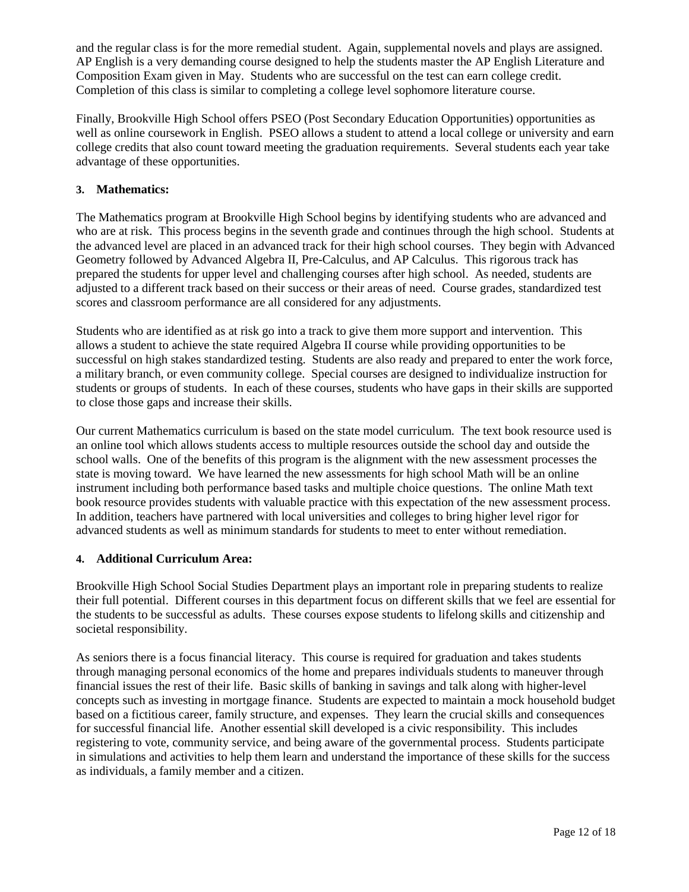and the regular class is for the more remedial student. Again, supplemental novels and plays are assigned. AP English is a very demanding course designed to help the students master the AP English Literature and Composition Exam given in May. Students who are successful on the test can earn college credit. Completion of this class is similar to completing a college level sophomore literature course.

Finally, Brookville High School offers PSEO (Post Secondary Education Opportunities) opportunities as well as online coursework in English. PSEO allows a student to attend a local college or university and earn college credits that also count toward meeting the graduation requirements. Several students each year take advantage of these opportunities.

### 3. Mathematics:

The Mathematics program at Brookville High School begins by identifying students who are advanced and who are at risk. This process begins in the seventh grade and continues through the high school. Students at the advanced level are placed in an advanced track for their high school courses. They begin with Advanced Geometry followed by Advanced Algebra II, Pre-Calculus, and AP Calculus. This rigorous track has prepared the students for upper level and challenging courses after high school. As needed, students are adjusted to a different track based on their success or their areas of need. Course grades, standardized test scores and classroom performance are all considered for any adjustments.

Students who are identified as at risk go into a track to give them more support and intervention. This allows a student to achieve the state required Algebra II course while providing opportunities to be successful on high stakes standardized testing. Students are also ready and prepared to enter the work force, a military branch, or even community college. Special courses are designed to individualize instruction for students or groups of students. In each of these courses, students who have gaps in their skills are supported to close those gaps and increase their skills.

Our current Mathematics curriculum is based on the state model curriculum. The text book resource used is an online tool which allows students access to multiple resources outside the school day and outside the school walls. One of the benefits of this program is the alignment with the new assessment processes the state is moving toward. We have learned the new assessments for high school Math will be an online instrument including both performance based tasks and multiple choice questions. The online Math text book resource provides students with valuable practice with this expectation of the new assessment process. In addition, teachers have partnered with local universities and colleges to bring higher level rigor for advanced students as well as minimum standards for students to meet to enter without remediation.

### 4. Additional Curriculum Area:

Brookville High School Social Studies Department plays an important role in preparing students to realize their full potential. Different courses in this department focus on different skills that we feel are essential for the students to be successful as adults. These courses expose students to lifelong skills and citizenship and societal responsibility.

As seniors there is a focus financial literacy. This course is required for graduation and takes students through managing personal economics of the home and prepares individuals students to maneuver through financial issues the rest of their life. Basic skills of banking in savings and talk along with higher-level concepts such as investing in mortgage finance. Students are expected to maintain a mock household budget based on a fictitious career, family structure, and expenses. They learn the crucial skills and consequences for successful financial life. Another essential skill developed is a civic responsibility. This includes registering to vote, community service, and being aware of the governmental process. Students participate in simulations and activities to help them learn and understand the importance of these skills for the success as individuals, a family member and a citizen.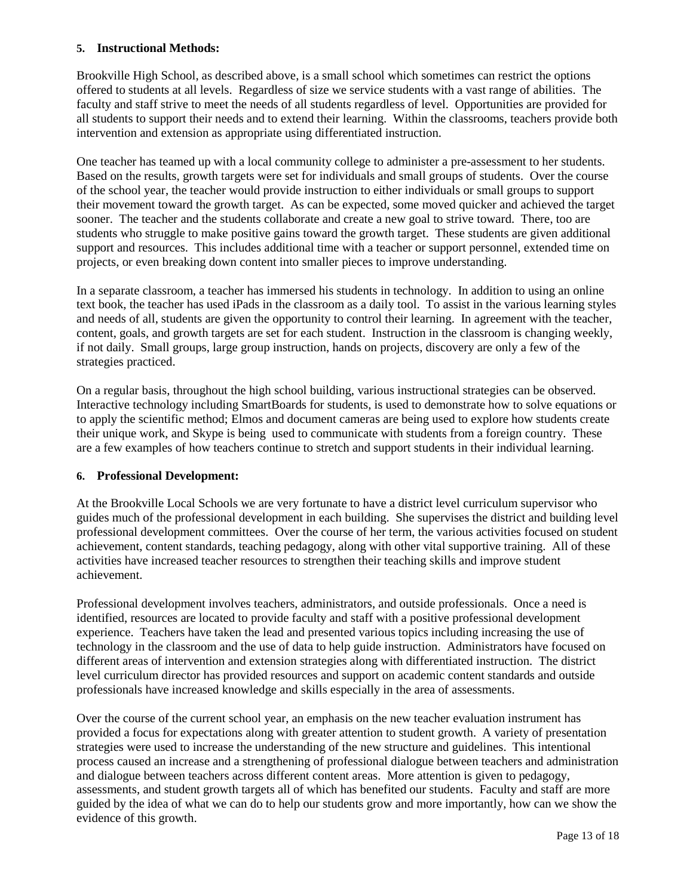**5. Instructional Methods:**

Brookville High School, as described above, is a small school which sometimes can restrict the options offered to students at all levels. Regardless of size we service students with a vast range of abilities. The faculty and staff strive to meet the needs of all students regardless of level. Opportunities are provided for all students to support their needs and to extend their learning. Within the classrooms, teachers provide both intervention and extension as appropriate using differentiated instruction.

One teacher has teamed up with a local community college to administer a pre-assessment to her students. Based on the results, growth targets were set for individuals and small groups of students. Over the course of the school year, the teacher would provide instruction to either individuals or small groups to support their movement toward the growth target. As can be expected, some moved quicker and achieved the target sooner. The teacher and the students collaborate and create a new goal to strive toward. There, too are students who struggle to make positive gains toward the growth target. These students are given additional support and resources. This includes additional time with a teacher or support personnel, extended time on projects, or even breaking down content into smaller pieces to improve understanding.

In a separate classroom, a teacher has immersed his students in technology. In addition to using an online text book, the teacher has used iPads in the classroom as a daily tool. To assist in the various learning styles and needs of all, students are given the opportunity to control their learning. In agreement with the teacher, content, goals, and growth targets are set for each student. Instruction in the classroom is changing weekly, if not daily. Small groups, large group instruction, hands on projects, discovery are only a few of the strategies practiced.

On a regular basis, throughout the high school building, various instructional strategies can be observed. Interactive technology including SmartBoards for students, is used to demonstrate how to solve equations or to apply the scientific method; Elmos and document cameras are being used to explore how students create their unique work, and Skype is being used to communicate with students from a foreign country. These are a few examples of how teachers continue to stretch and support students in their individual learning.

**6. Professional Development:**

At the Brookville Local Schools we are very fortunate to have a district level curriculum supervisor who guides much of the professional development in each building. She supervises the district and building level professional development committees. Over the course of her term, the various activities focused on student achievement, content standards, teaching pedagogy, along with other vital supportive training. All of these activities have increased teacher resources to strengthen their teaching skills and improve student achievement.

Professional development involves teachers, administrators, and outside professionals. Once a need is identified, resources are located to provide faculty and staff with a positive professional development experience. Teachers have taken the lead and presented various topics including increasing the use of technology in the classroom and the use of data to help guide instruction. Administrators have focused on different areas of intervention and extension strategies along with differentiated instruction. The district level curriculum director has provided resources and support on academic content standards and outside professionals have increased knowledge and skills especially in the area of assessments.

Over the course of the current school year, an emphasis on the new teacher evaluation instrument has provided a focus for expectations along with greater attention to student growth. A variety of presentation strategies were used to increase the understanding of the new structure and guidelines. This intentional process caused an increase and a strengthening of professional dialogue between teachers and administration and dialogue between teachers across different content areas. More attention is given to pedagogy, assessments, and student growth targets all of which has benefited our students. Faculty and staff are more guided by the idea of what we can do to help our students grow and more importantly, how can we show the evidence of this growth.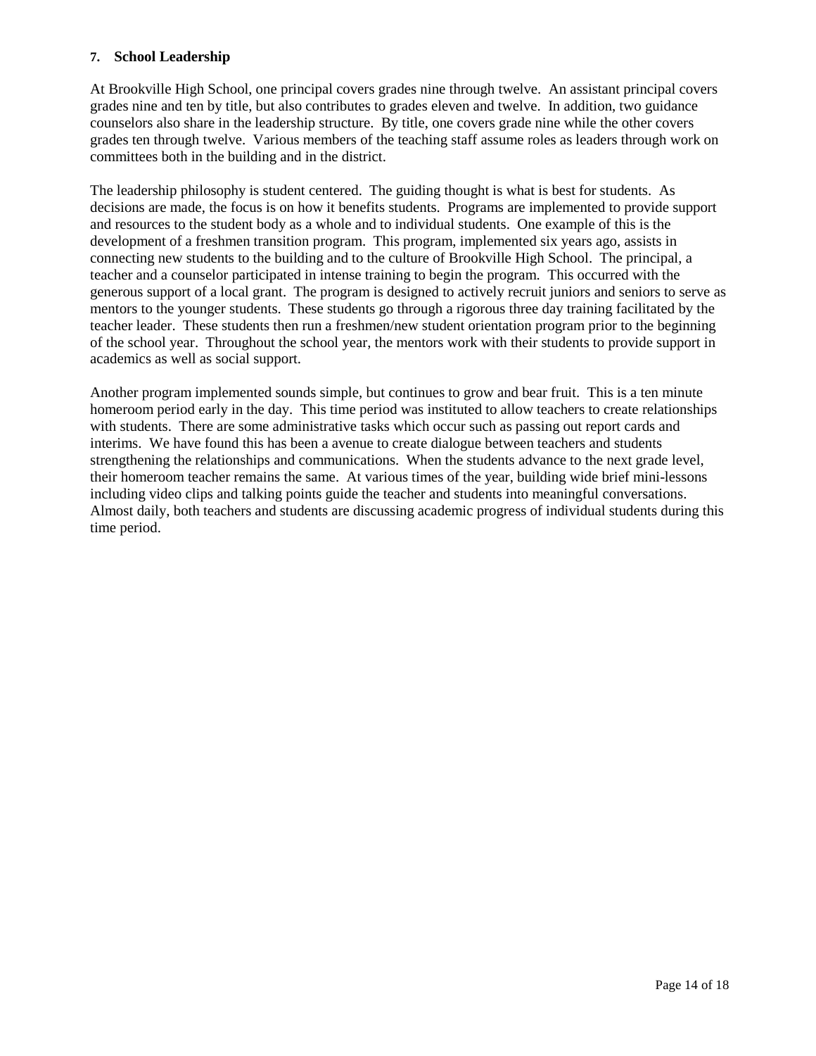**7. School Leadership**

At Brookville High School, one principal covers grades nine through twelve. An assistant principal covers grades nine and ten by title, but also contributes to grades eleven and twelve. In addition, two guidance counselors also share in the leadership structure. By title, one covers grade nine while the other covers grades ten through twelve. Various members of the teaching staff assume roles as leaders through work on committees both in the building and in the district.

The leadership philosophy is student centered. The guiding thought is what is best for students. As decisions are made, the focus is on how it benefits students. Programs are implemented to provide support and resources to the student body as a whole and to individual students. One example of this is the development of a freshmen transition program. This program, implemented six years ago, assists in connecting new students to the building and to the culture of Brookville High School. The principal, a teacher and a counselor participated in intense training to begin the program. This occurred with the generous support of a local grant. The program is designed to actively recruit juniors and seniors to serve as mentors to the younger students. These students go through a rigorous three day training facilitated by the teacher leader. These students then run a freshmen/new student orientation program prior to the beginning of the school year. Throughout the school year, the mentors work with their students to provide support in academics as well as social support.

Another program implemented sounds simple, but continues to grow and bear fruit. This is a ten minute homeroom period early in the day. This time period was instituted to allow teachers to create relationships with students. There are some administrative tasks which occur such as passing out report cards and interims. We have found this has been a avenue to create dialogue between teachers and students strengthening the relationships and communications. When the students advance to the next grade level, their homeroom teacher remains the same. At various times of the year, building wide brief mini-lessons including video clips and talking points guide the teacher and students into meaningful conversations. Almost daily, both teachers and students are discussing academic progress of individual students during this time period.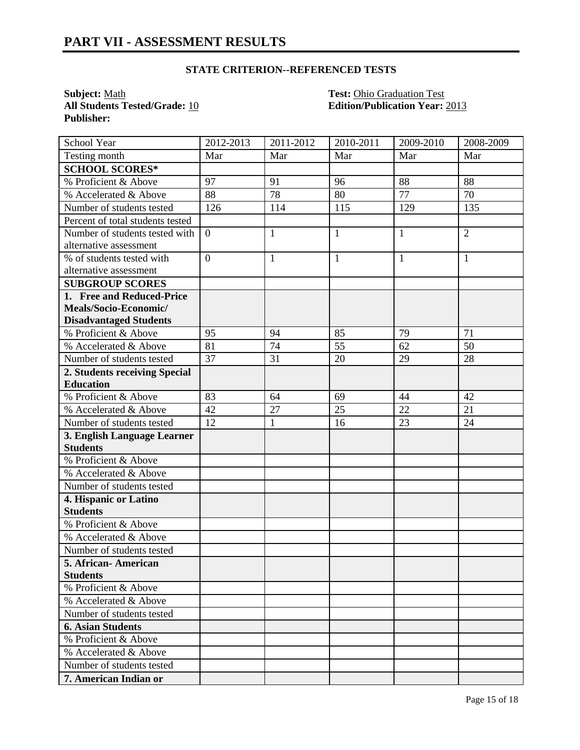# PART VII - ASSESSMENT RESULTS

### STATE CRITERION--REFERENCED TESTS

**Subject:** Math
**All Students Tested/Grade:** 10
**Publisher:**

**Test:** Ohio Graduation Test
**Edition/Publication Year:** 2013

| School Year | 2012-2013 | 2011-2012 | 2010-2011 | 2009-2010 | 2008-2009 |
|---|---|---|---|---|---|
| Testing month | Mar | Mar | Mar | Mar | Mar |
| **SCHOOL SCORES*** | | | | | |
| % Proficient & Above | 97 | 91 | 96 | 88 | 88 |
| % Accelerated & Above | 88 | 78 | 80 | 77 | 70 |
| Number of students tested | 126 | 114 | 115 | 129 | 135 |
| Percent of total students tested | | | | | |
| Number of students tested with alternative assessment | 0 | 1 | 1 | 1 | 2 |
| % of students tested with alternative assessment | 0 | 1 | 1 | 1 | 1 |
| **SUBGROUP SCORES** | | | | | |
| **1. Free and Reduced-Price Meals/Socio-Economic/ Disadvantaged Students** | | | | | |
| % Proficient & Above | 95 | 94 | 85 | 79 | 71 |
| % Accelerated & Above | 81 | 74 | 55 | 62 | 50 |
| Number of students tested | 37 | 31 | 20 | 29 | 28 |
| **2. Students receiving Special Education** | | | | | |
| % Proficient & Above | 83 | 64 | 69 | 44 | 42 |
| % Accelerated & Above | 42 | 27 | 25 | 22 | 21 |
| Number of students tested | 12 | 1 | 16 | 23 | 24 |
| **3. English Language Learner Students** | | | | | |
| % Proficient & Above | | | | | |
| % Accelerated & Above | | | | | |
| Number of students tested | | | | | |
| **4. Hispanic or Latino Students** | | | | | |
| % Proficient & Above | | | | | |
| % Accelerated & Above | | | | | |
| Number of students tested | | | | | |
| **5. African- American Students** | | | | | |
| % Proficient & Above | | | | | |
| % Accelerated & Above | | | | | |
| Number of students tested | | | | | |
| **6. Asian Students** | | | | | |
| % Proficient & Above | | | | | |
| % Accelerated & Above | | | | | |
| Number of students tested | | | | | |
| **7. American Indian or** | | | | | |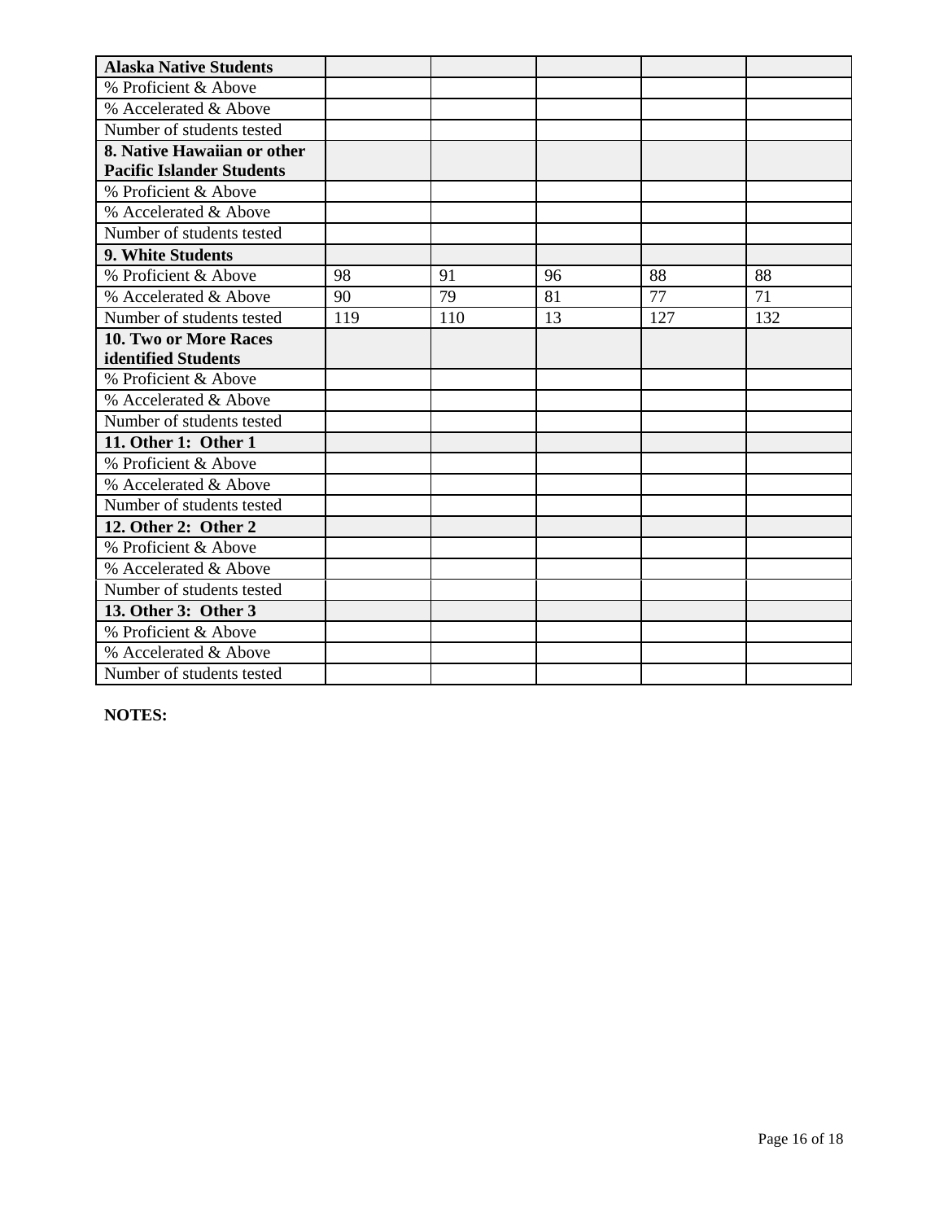| Alaska Native Students | | | | | |
|---|---|---|---|---|---|
| % Proficient & Above | | | | | |
| % Accelerated & Above | | | | | |
| Number of students tested | | | | | |
| **8. Native Hawaiian or other Pacific Islander Students** | | | | | |
| % Proficient & Above | | | | | |
| % Accelerated & Above | | | | | |
| Number of students tested | | | | | |
| **9. White Students** | | | | | |
| % Proficient & Above | 98 | 91 | 96 | 88 | 88 |
| % Accelerated & Above | 90 | 79 | 81 | 77 | 71 |
| Number of students tested | 119 | 110 | 13 | 127 | 132 |
| **10. Two or More Races identified Students** | | | | | |
| % Proficient & Above | | | | | |
| % Accelerated & Above | | | | | |
| Number of students tested | | | | | |
| **11. Other 1: Other 1** | | | | | |
| % Proficient & Above | | | | | |
| % Accelerated & Above | | | | | |
| Number of students tested | | | | | |
| **12. Other 2: Other 2** | | | | | |
| % Proficient & Above | | | | | |
| % Accelerated & Above | | | | | |
| Number of students tested | | | | | |
| **13. Other 3: Other 3** | | | | | |
| % Proficient & Above | | | | | |
| % Accelerated & Above | | | | | |
| Number of students tested | | | | | |

**NOTES:**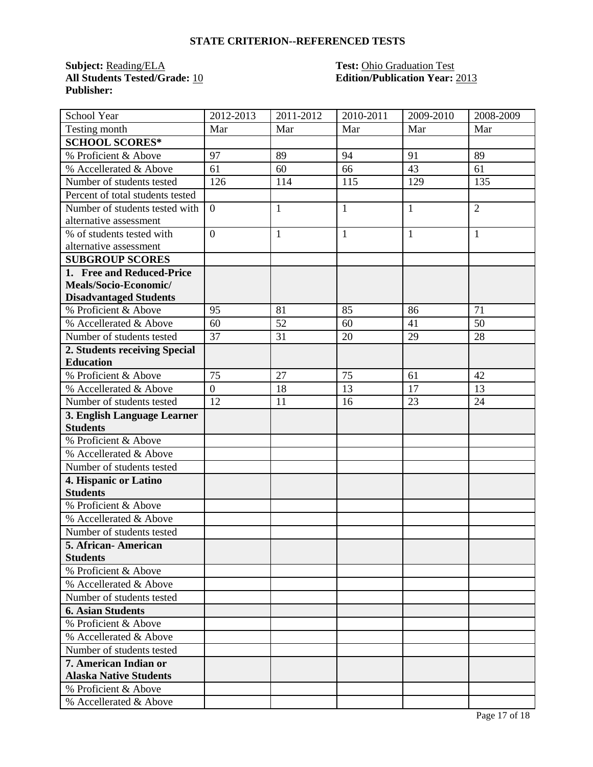## STATE CRITERION--REFERENCED TESTS

**Subject:** Reading/ELA
**All Students Tested/Grade:** 10
**Publisher:**

**Test:** Ohio Graduation Test
**Edition/Publication Year:** 2013

| School Year | 2012-2013 | 2011-2012 | 2010-2011 | 2009-2010 | 2008-2009 |
|---|---|---|---|---|---|
| Testing month | Mar | Mar | Mar | Mar | Mar |
| **SCHOOL SCORES*** | | | | | |
| % Proficient & Above | 97 | 89 | 94 | 91 | 89 |
| % Accellerated & Above | 61 | 60 | 66 | 43 | 61 |
| Number of students tested | 126 | 114 | 115 | 129 | 135 |
| Percent of total students tested | | | | | |
| Number of students tested with alternative assessment | 0 | 1 | 1 | 1 | 2 |
| % of students tested with alternative assessment | 0 | 1 | 1 | 1 | 1 |
| **SUBGROUP SCORES** | | | | | |
| **1. Free and Reduced-Price Meals/Socio-Economic/ Disadvantaged Students** | | | | | |
| % Proficient & Above | 95 | 81 | 85 | 86 | 71 |
| % Accellerated & Above | 60 | 52 | 60 | 41 | 50 |
| Number of students tested | 37 | 31 | 20 | 29 | 28 |
| **2. Students receiving Special Education** | | | | | |
| % Proficient & Above | 75 | 27 | 75 | 61 | 42 |
| % Accellerated & Above | 0 | 18 | 13 | 17 | 13 |
| Number of students tested | 12 | 11 | 16 | 23 | 24 |
| **3. English Language Learner Students** | | | | | |
| % Proficient & Above | | | | | |
| % Accellerated & Above | | | | | |
| Number of students tested | | | | | |
| **4. Hispanic or Latino Students** | | | | | |
| % Proficient & Above | | | | | |
| % Accellerated & Above | | | | | |
| Number of students tested | | | | | |
| **5. African- American Students** | | | | | |
| % Proficient & Above | | | | | |
| % Accellerated & Above | | | | | |
| Number of students tested | | | | | |
| **6. Asian Students** | | | | | |
| % Proficient & Above | | | | | |
| % Accellerated & Above | | | | | |
| Number of students tested | | | | | |
| **7. American Indian or Alaska Native Students** | | | | | |
| % Proficient & Above | | | | | |
| % Accellerated & Above | | | | | |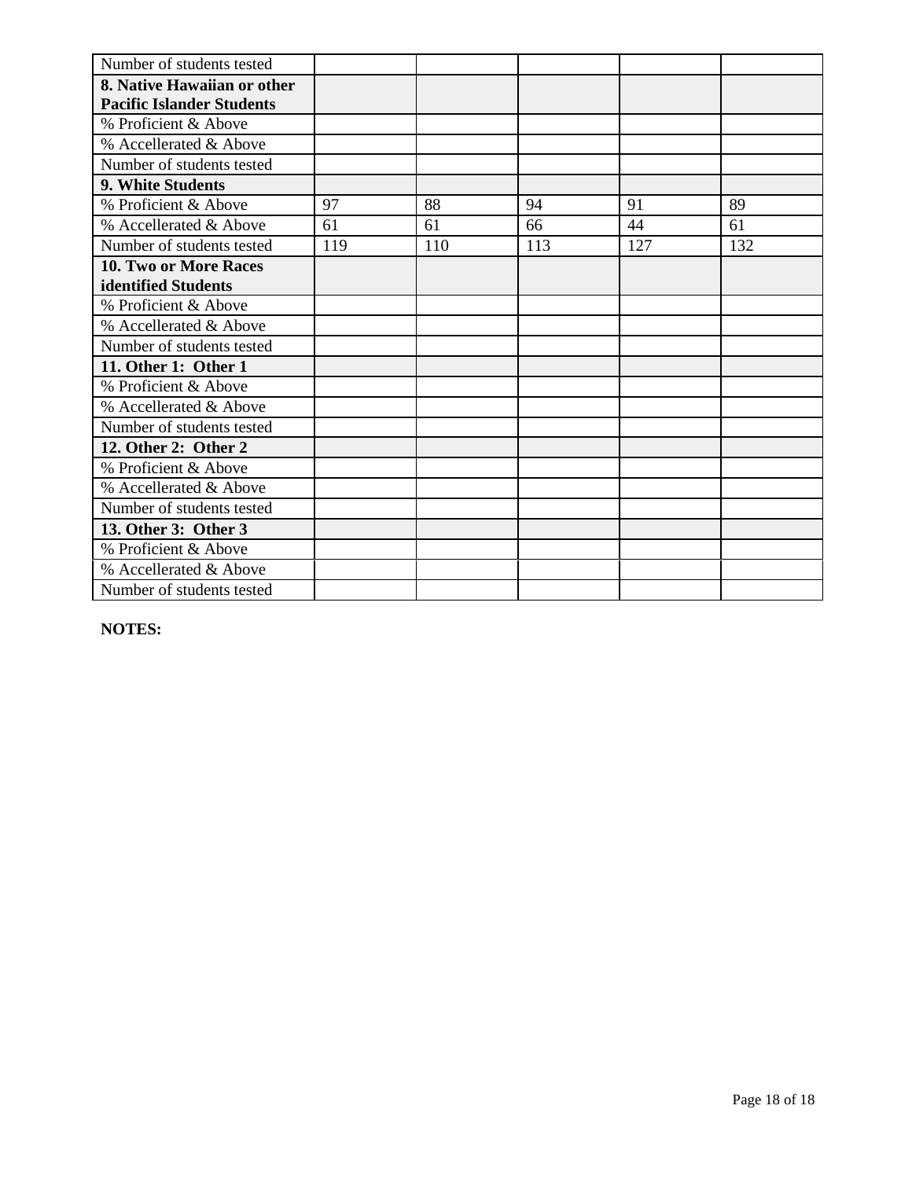| | | | | | |
|---|---|---|---|---|---|
| Number of students tested | | | | | |
| **8. Native Hawaiian or other Pacific Islander Students** | | | | | |
| % Proficient & Above | | | | | |
| % Accellerated & Above | | | | | |
| Number of students tested | | | | | |
| **9. White Students** | | | | | |
| % Proficient & Above | 97 | 88 | 94 | 91 | 89 |
| % Accellerated & Above | 61 | 61 | 66 | 44 | 61 |
| Number of students tested | 119 | 110 | 113 | 127 | 132 |
| **10. Two or More Races identified Students** | | | | | |
| % Proficient & Above | | | | | |
| % Accellerated & Above | | | | | |
| Number of students tested | | | | | |
| **11. Other 1: Other 1** | | | | | |
| % Proficient & Above | | | | | |
| % Accellerated & Above | | | | | |
| Number of students tested | | | | | |
| **12. Other 2: Other 2** | | | | | |
| % Proficient & Above | | | | | |
| % Accellerated & Above | | | | | |
| Number of students tested | | | | | |
| **13. Other 3: Other 3** | | | | | |
| % Proficient & Above | | | | | |
| % Accellerated & Above | | | | | |
| Number of students tested | | | | | |

**NOTES:**